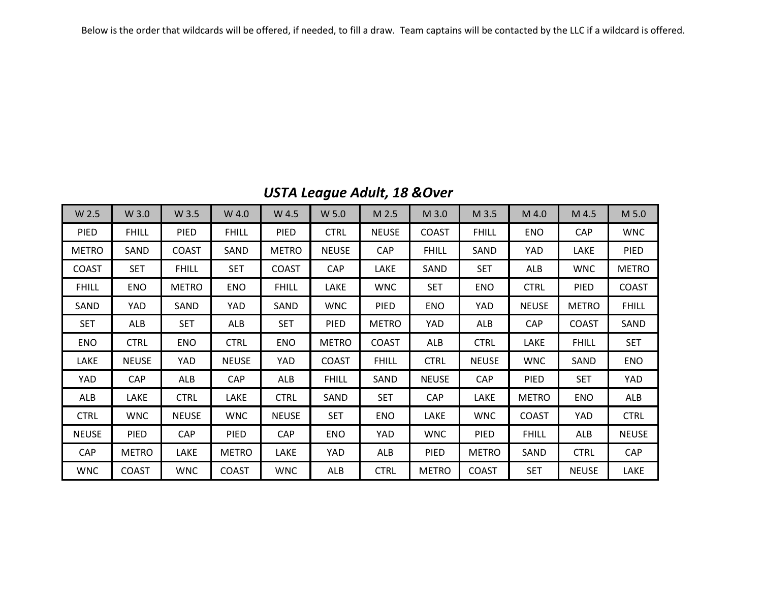Below is the order that wildcards will be offered, if needed, to fill a draw. Team captains will be contacted by the LLC if a wildcard is offered.

## *USTA League Adult, 18 &Over*

| W 2.5 | W 3.0 | W 3.5 | W 4.0 | W 4.5 | W 5.0 | M 2.5 | M 3.0 | M 3.5 | M 4.0 | M 4.5 | M 5.0 |
|---|---|---|---|---|---|---|---|---|---|---|---|
| PIED | FHILL | PIED | FHILL | PIED | CTRL | NEUSE | COAST | FHILL | ENO | CAP | WNC |
| METRO | SAND | COAST | SAND | METRO | NEUSE | CAP | FHILL | SAND | YAD | LAKE | PIED |
| COAST | SET | FHILL | SET | COAST | CAP | LAKE | SAND | SET | ALB | WNC | METRO |
| FHILL | ENO | METRO | ENO | FHILL | LAKE | WNC | SET | ENO | CTRL | PIED | COAST |
| SAND | YAD | SAND | YAD | SAND | WNC | PIED | ENO | YAD | NEUSE | METRO | FHILL |
| SET | ALB | SET | ALB | SET | PIED | METRO | YAD | ALB | CAP | COAST | SAND |
| ENO | CTRL | ENO | CTRL | ENO | METRO | COAST | ALB | CTRL | LAKE | FHILL | SET |
| LAKE | NEUSE | YAD | NEUSE | YAD | COAST | FHILL | CTRL | NEUSE | WNC | SAND | ENO |
| YAD | CAP | ALB | CAP | ALB | FHILL | SAND | NEUSE | CAP | PIED | SET | YAD |
| ALB | LAKE | CTRL | LAKE | CTRL | SAND | SET | CAP | LAKE | METRO | ENO | ALB |
| CTRL | WNC | NEUSE | WNC | NEUSE | SET | ENO | LAKE | WNC | COAST | YAD | CTRL |
| NEUSE | PIED | CAP | PIED | CAP | ENO | YAD | WNC | PIED | FHILL | ALB | NEUSE |
| CAP | METRO | LAKE | METRO | LAKE | YAD | ALB | PIED | METRO | SAND | CTRL | CAP |
| WNC | COAST | WNC | COAST | WNC | ALB | CTRL | METRO | COAST | SET | NEUSE | LAKE |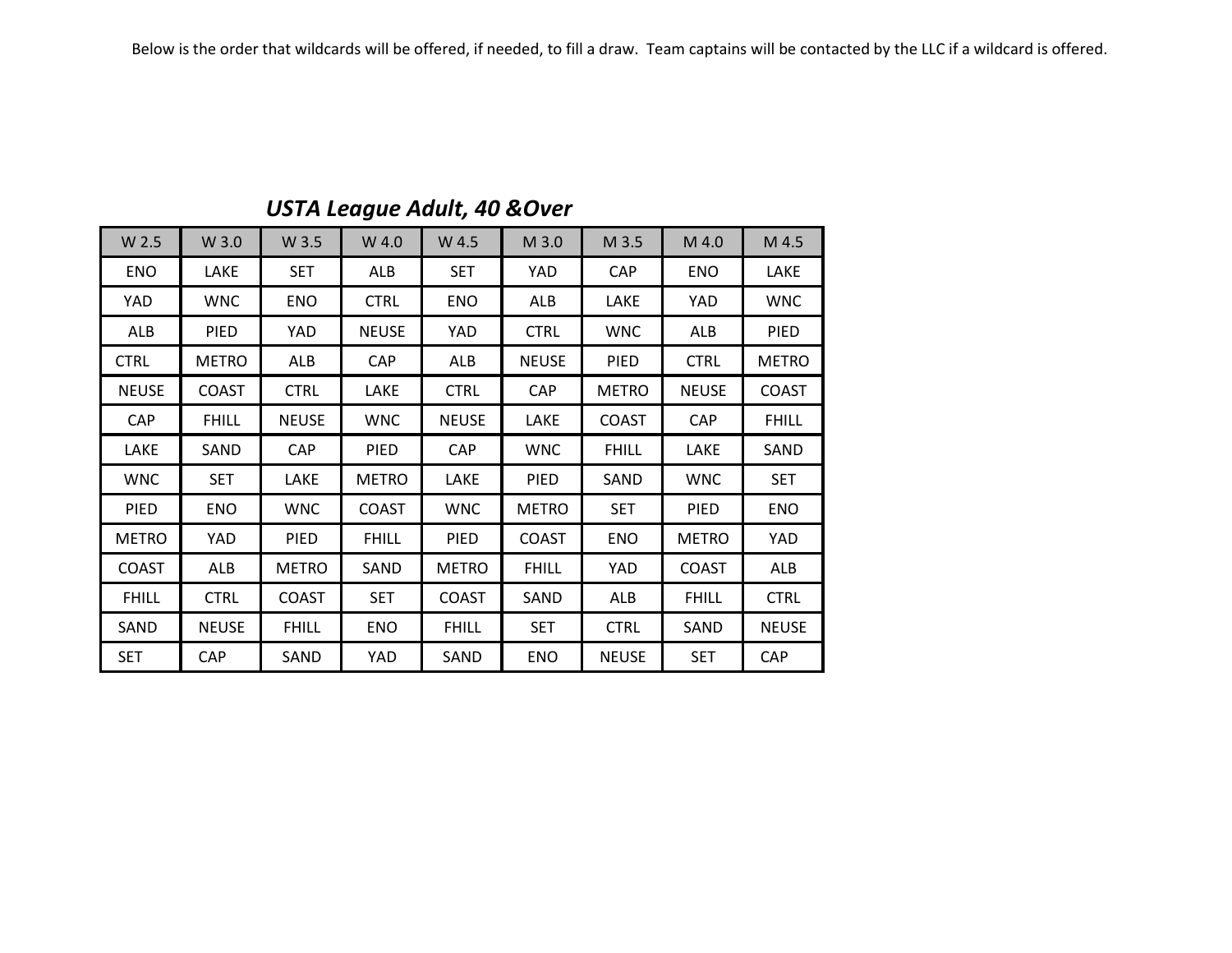Below is the order that wildcards will be offered, if needed, to fill a draw. Team captains will be contacted by the LLC if a wildcard is offered.

### *USTA League Adult, 40 &Over*

| W 2.5 | W 3.0 | W 3.5 | W 4.0 | W 4.5 | M 3.0 | M 3.5 | M 4.0 | M 4.5 |
|---|---|---|---|---|---|---|---|---|
| ENO | LAKE | SET | ALB | SET | YAD | CAP | ENO | LAKE |
| YAD | WNC | ENO | CTRL | ENO | ALB | LAKE | YAD | WNC |
| ALB | PIED | YAD | NEUSE | YAD | CTRL | WNC | ALB | PIED |
| CTRL | METRO | ALB | CAP | ALB | NEUSE | PIED | CTRL | METRO |
| NEUSE | COAST | CTRL | LAKE | CTRL | CAP | METRO | NEUSE | COAST |
| CAP | FHILL | NEUSE | WNC | NEUSE | LAKE | COAST | CAP | FHILL |
| LAKE | SAND | CAP | PIED | CAP | WNC | FHILL | LAKE | SAND |
| WNC | SET | LAKE | METRO | LAKE | PIED | SAND | WNC | SET |
| PIED | ENO | WNC | COAST | WNC | METRO | SET | PIED | ENO |
| METRO | YAD | PIED | FHILL | PIED | COAST | ENO | METRO | YAD |
| COAST | ALB | METRO | SAND | METRO | FHILL | YAD | COAST | ALB |
| FHILL | CTRL | COAST | SET | COAST | SAND | ALB | FHILL | CTRL |
| SAND | NEUSE | FHILL | ENO | FHILL | SET | CTRL | SAND | NEUSE |
| SET | CAP | SAND | YAD | SAND | ENO | NEUSE | SET | CAP |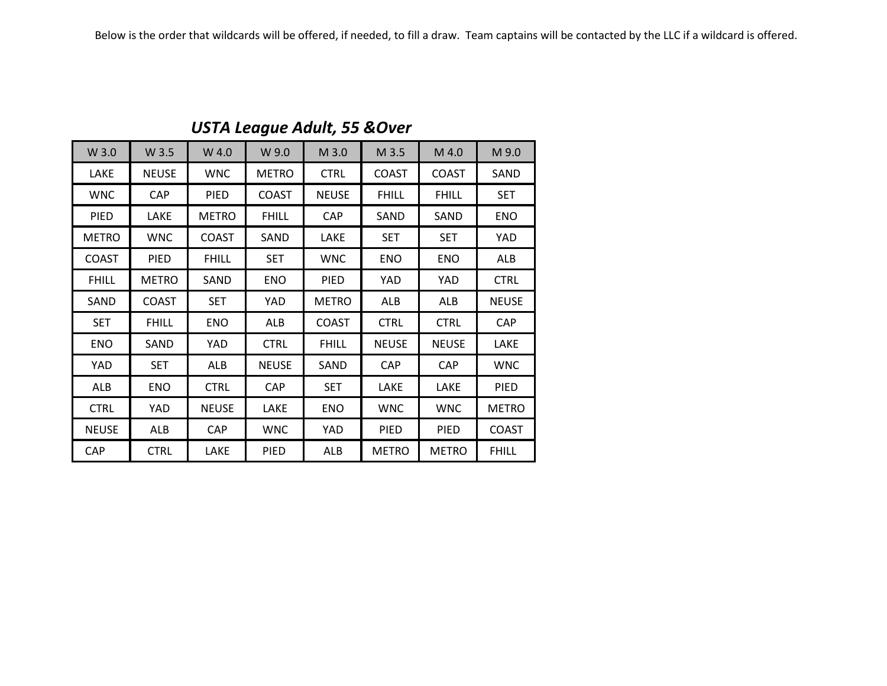Below is the order that wildcards will be offered, if needed, to fill a draw. Team captains will be contacted by the LLC if a wildcard is offered.

## *USTA League Adult, 55 &Over*

| W 3.0 | W 3.5 | W 4.0 | W 9.0 | M 3.0 | M 3.5 | M 4.0 | M 9.0 |
|---|---|---|---|---|---|---|---|
| LAKE | NEUSE | WNC | METRO | CTRL | COAST | COAST | SAND |
| WNC | CAP | PIED | COAST | NEUSE | FHILL | FHILL | SET |
| PIED | LAKE | METRO | FHILL | CAP | SAND | SAND | ENO |
| METRO | WNC | COAST | SAND | LAKE | SET | SET | YAD |
| COAST | PIED | FHILL | SET | WNC | ENO | ENO | ALB |
| FHILL | METRO | SAND | ENO | PIED | YAD | YAD | CTRL |
| SAND | COAST | SET | YAD | METRO | ALB | ALB | NEUSE |
| SET | FHILL | ENO | ALB | COAST | CTRL | CTRL | CAP |
| ENO | SAND | YAD | CTRL | FHILL | NEUSE | NEUSE | LAKE |
| YAD | SET | ALB | NEUSE | SAND | CAP | CAP | WNC |
| ALB | ENO | CTRL | CAP | SET | LAKE | LAKE | PIED |
| CTRL | YAD | NEUSE | LAKE | ENO | WNC | WNC | METRO |
| NEUSE | ALB | CAP | WNC | YAD | PIED | PIED | COAST |
| CAP | CTRL | LAKE | PIED | ALB | METRO | METRO | FHILL |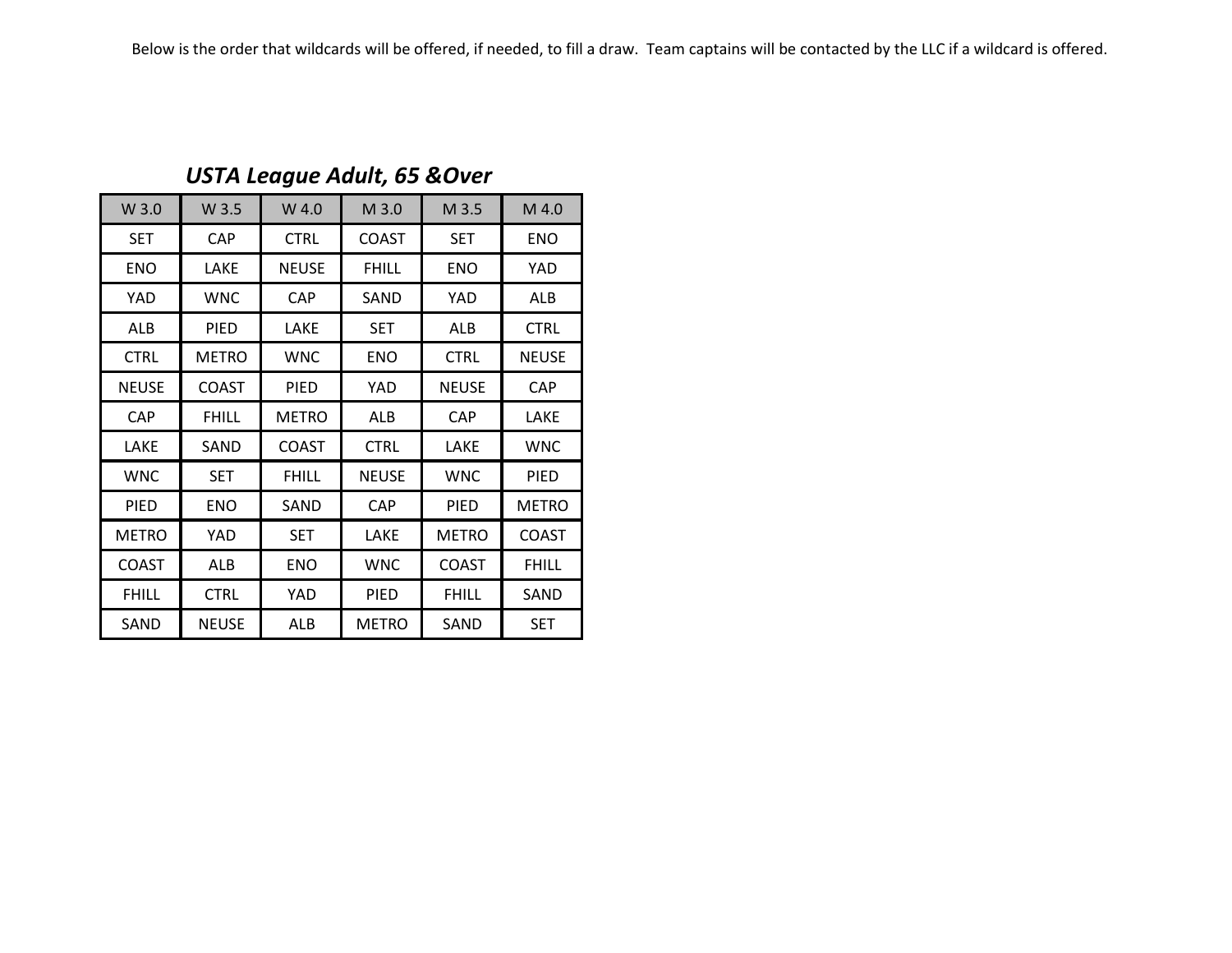Below is the order that wildcards will be offered, if needed, to fill a draw. Team captains will be contacted by the LLC if a wildcard is offered.

## *USTA League Adult, 65 &Over*

| W 3.0 | W 3.5 | W 4.0 | M 3.0 | M 3.5 | M 4.0 |
|---|---|---|---|---|---|
| SET | CAP | CTRL | COAST | SET | ENO |
| ENO | LAKE | NEUSE | FHILL | ENO | YAD |
| YAD | WNC | CAP | SAND | YAD | ALB |
| ALB | PIED | LAKE | SET | ALB | CTRL |
| CTRL | METRO | WNC | ENO | CTRL | NEUSE |
| NEUSE | COAST | PIED | YAD | NEUSE | CAP |
| CAP | FHILL | METRO | ALB | CAP | LAKE |
| LAKE | SAND | COAST | CTRL | LAKE | WNC |
| WNC | SET | FHILL | NEUSE | WNC | PIED |
| PIED | ENO | SAND | CAP | PIED | METRO |
| METRO | YAD | SET | LAKE | METRO | COAST |
| COAST | ALB | ENO | WNC | COAST | FHILL |
| FHILL | CTRL | YAD | PIED | FHILL | SAND |
| SAND | NEUSE | ALB | METRO | SAND | SET |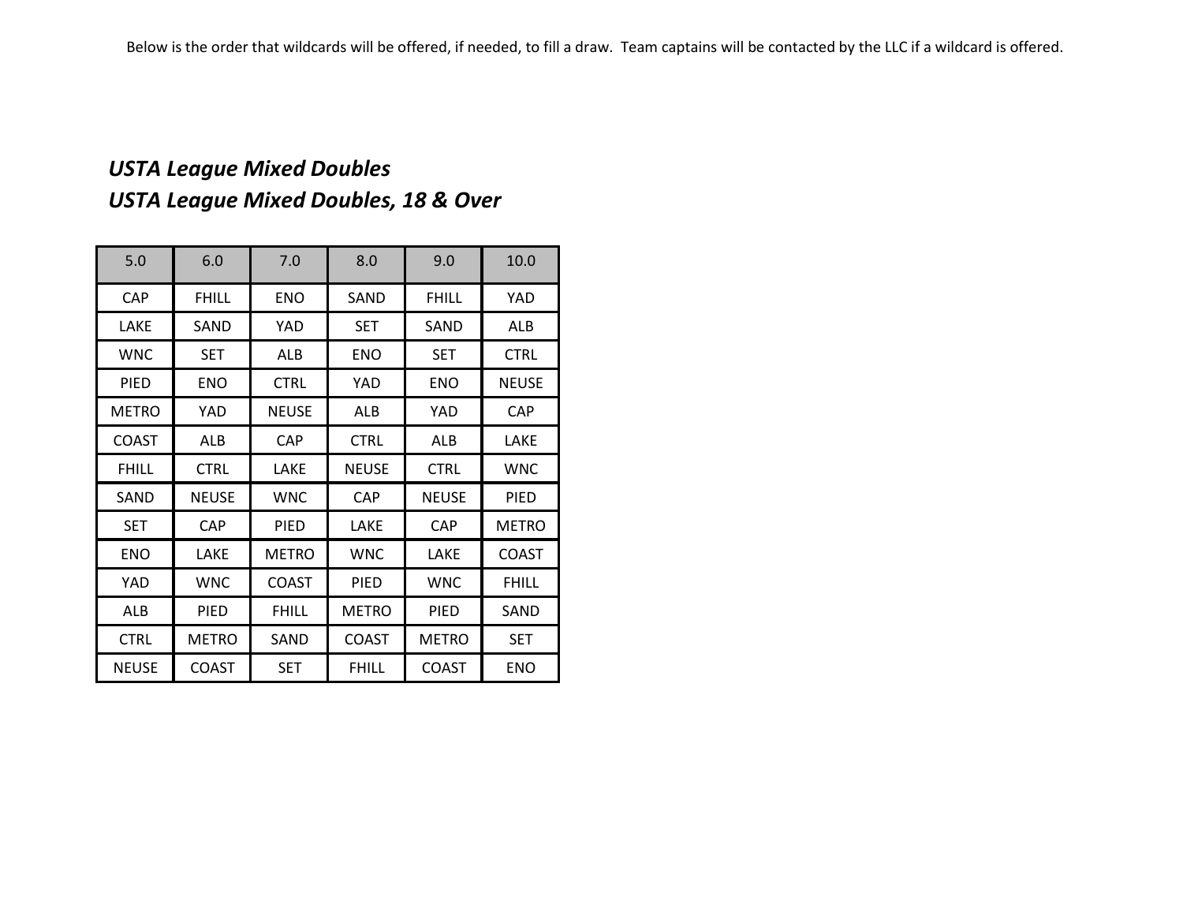Below is the order that wildcards will be offered, if needed, to fill a draw. Team captains will be contacted by the LLC if a wildcard is offered.

## *USTA League Mixed Doubles*
## *USTA League Mixed Doubles, 18 & Over*

| 5.0 | 6.0 | 7.0 | 8.0 | 9.0 | 10.0 |
|---|---|---|---|---|---|
| CAP | FHILL | ENO | SAND | FHILL | YAD |
| LAKE | SAND | YAD | SET | SAND | ALB |
| WNC | SET | ALB | ENO | SET | CTRL |
| PIED | ENO | CTRL | YAD | ENO | NEUSE |
| METRO | YAD | NEUSE | ALB | YAD | CAP |
| COAST | ALB | CAP | CTRL | ALB | LAKE |
| FHILL | CTRL | LAKE | NEUSE | CTRL | WNC |
| SAND | NEUSE | WNC | CAP | NEUSE | PIED |
| SET | CAP | PIED | LAKE | CAP | METRO |
| ENO | LAKE | METRO | WNC | LAKE | COAST |
| YAD | WNC | COAST | PIED | WNC | FHILL |
| ALB | PIED | FHILL | METRO | PIED | SAND |
| CTRL | METRO | SAND | COAST | METRO | SET |
| NEUSE | COAST | SET | FHILL | COAST | ENO |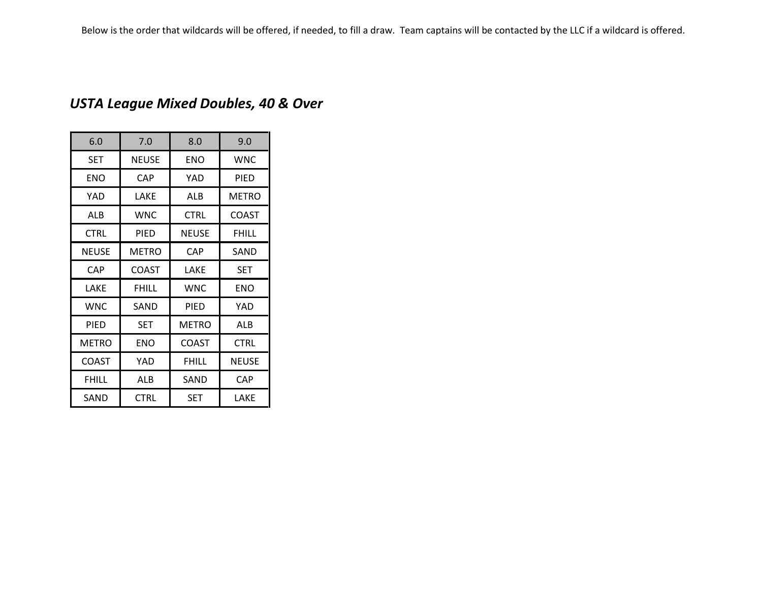Below is the order that wildcards will be offered, if needed, to fill a draw. Team captains will be contacted by the LLC if a wildcard is offered.

## *USTA League Mixed Doubles, 40 & Over*

| 6.0 | 7.0 | 8.0 | 9.0 |
|---|---|---|---|
| SET | NEUSE | ENO | WNC |
| ENO | CAP | YAD | PIED |
| YAD | LAKE | ALB | METRO |
| ALB | WNC | CTRL | COAST |
| CTRL | PIED | NEUSE | FHILL |
| NEUSE | METRO | CAP | SAND |
| CAP | COAST | LAKE | SET |
| LAKE | FHILL | WNC | ENO |
| WNC | SAND | PIED | YAD |
| PIED | SET | METRO | ALB |
| METRO | ENO | COAST | CTRL |
| COAST | YAD | FHILL | NEUSE |
| FHILL | ALB | SAND | CAP |
| SAND | CTRL | SET | LAKE |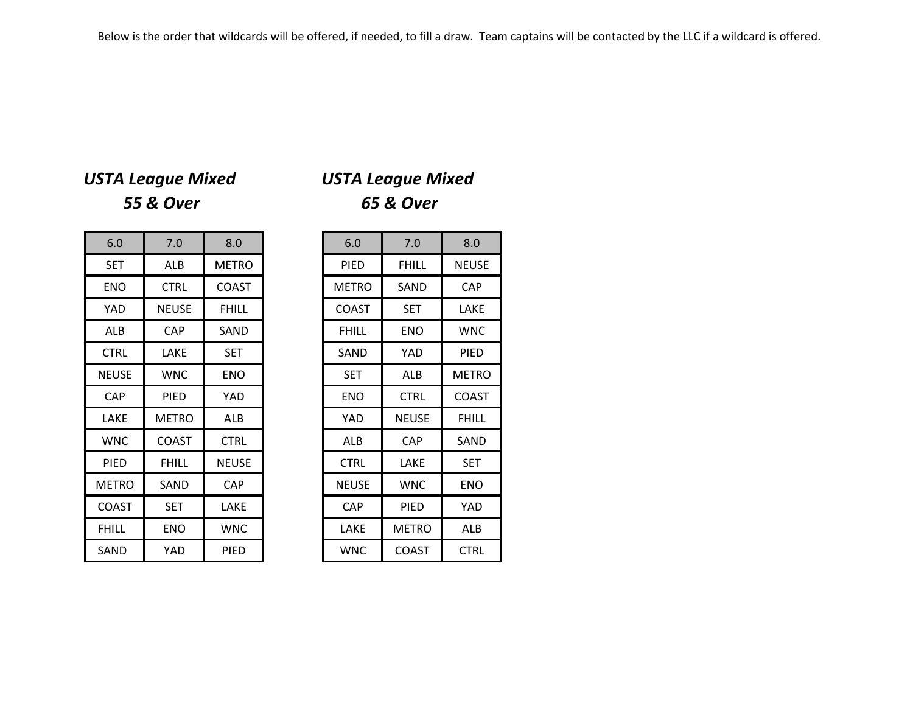Below is the order that wildcards will be offered, if needed, to fill a draw. Team captains will be contacted by the LLC if a wildcard is offered.

## *USTA League Mixed 55 & Over*

| 6.0 | 7.0 | 8.0 |
|---|---|---|
| SET | ALB | METRO |
| ENO | CTRL | COAST |
| YAD | NEUSE | FHILL |
| ALB | CAP | SAND |
| CTRL | LAKE | SET |
| NEUSE | WNC | ENO |
| CAP | PIED | YAD |
| LAKE | METRO | ALB |
| WNC | COAST | CTRL |
| PIED | FHILL | NEUSE |
| METRO | SAND | CAP |
| COAST | SET | LAKE |
| FHILL | ENO | WNC |
| SAND | YAD | PIED |

## *USTA League Mixed 65 & Over*

| 6.0 | 7.0 | 8.0 |
|---|---|---|
| PIED | FHILL | NEUSE |
| METRO | SAND | CAP |
| COAST | SET | LAKE |
| FHILL | ENO | WNC |
| SAND | YAD | PIED |
| SET | ALB | METRO |
| ENO | CTRL | COAST |
| YAD | NEUSE | FHILL |
| ALB | CAP | SAND |
| CTRL | LAKE | SET |
| NEUSE | WNC | ENO |
| CAP | PIED | YAD |
| LAKE | METRO | ALB |
| WNC | COAST | CTRL |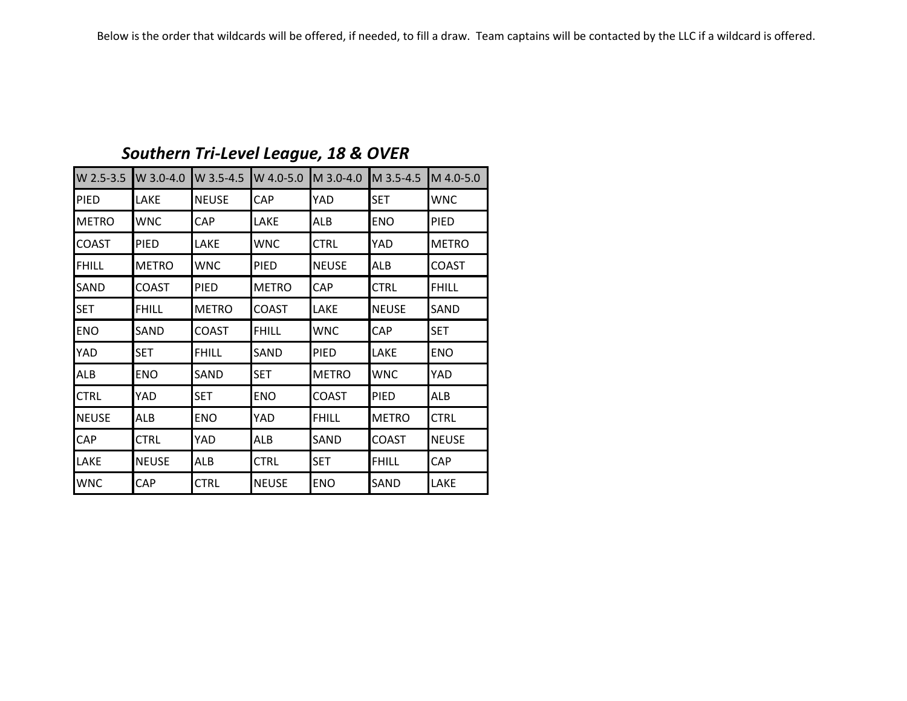Below is the order that wildcards will be offered, if needed, to fill a draw. Team captains will be contacted by the LLC if a wildcard is offered.

## *Southern Tri-Level League, 18 & OVER*

| W 2.5-3.5 | W 3.0-4.0 | W 3.5-4.5 | W 4.0-5.0 | M 3.0-4.0 | M 3.5-4.5 | M 4.0-5.0 |
|---|---|---|---|---|---|---|
| PIED | LAKE | NEUSE | CAP | YAD | SET | WNC |
| METRO | WNC | CAP | LAKE | ALB | ENO | PIED |
| COAST | PIED | LAKE | WNC | CTRL | YAD | METRO |
| FHILL | METRO | WNC | PIED | NEUSE | ALB | COAST |
| SAND | COAST | PIED | METRO | CAP | CTRL | FHILL |
| SET | FHILL | METRO | COAST | LAKE | NEUSE | SAND |
| ENO | SAND | COAST | FHILL | WNC | CAP | SET |
| YAD | SET | FHILL | SAND | PIED | LAKE | ENO |
| ALB | ENO | SAND | SET | METRO | WNC | YAD |
| CTRL | YAD | SET | ENO | COAST | PIED | ALB |
| NEUSE | ALB | ENO | YAD | FHILL | METRO | CTRL |
| CAP | CTRL | YAD | ALB | SAND | COAST | NEUSE |
| LAKE | NEUSE | ALB | CTRL | SET | FHILL | CAP |
| WNC | CAP | CTRL | NEUSE | ENO | SAND | LAKE |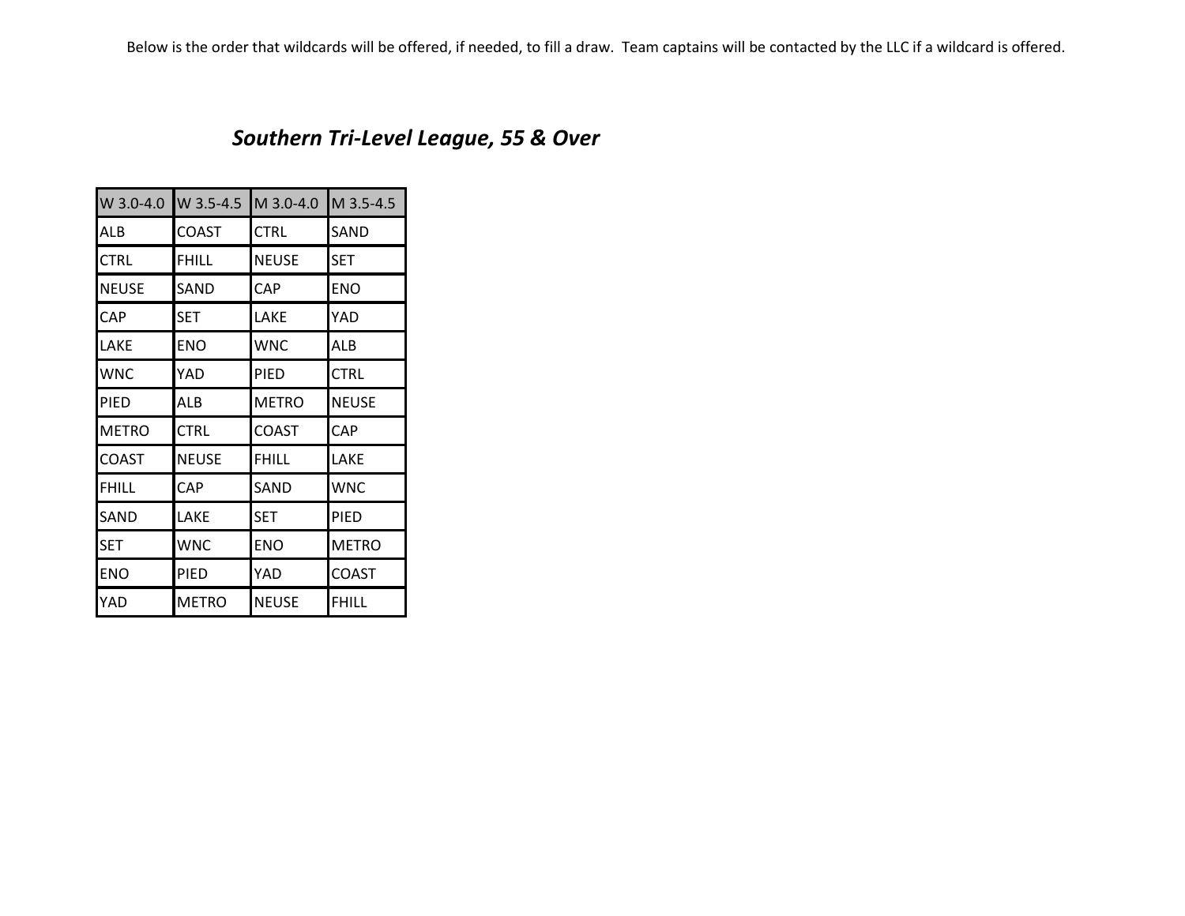Below is the order that wildcards will be offered, if needed, to fill a draw. Team captains will be contacted by the LLC if a wildcard is offered.

## *Southern Tri-Level League, 55 & Over*

| W 3.0-4.0 | W 3.5-4.5 | M 3.0-4.0 | M 3.5-4.5 |
|---|---|---|---|
| ALB | COAST | CTRL | SAND |
| CTRL | FHILL | NEUSE | SET |
| NEUSE | SAND | CAP | ENO |
| CAP | SET | LAKE | YAD |
| LAKE | ENO | WNC | ALB |
| WNC | YAD | PIED | CTRL |
| PIED | ALB | METRO | NEUSE |
| METRO | CTRL | COAST | CAP |
| COAST | NEUSE | FHILL | LAKE |
| FHILL | CAP | SAND | WNC |
| SAND | LAKE | SET | PIED |
| SET | WNC | ENO | METRO |
| ENO | PIED | YAD | COAST |
| YAD | METRO | NEUSE | FHILL |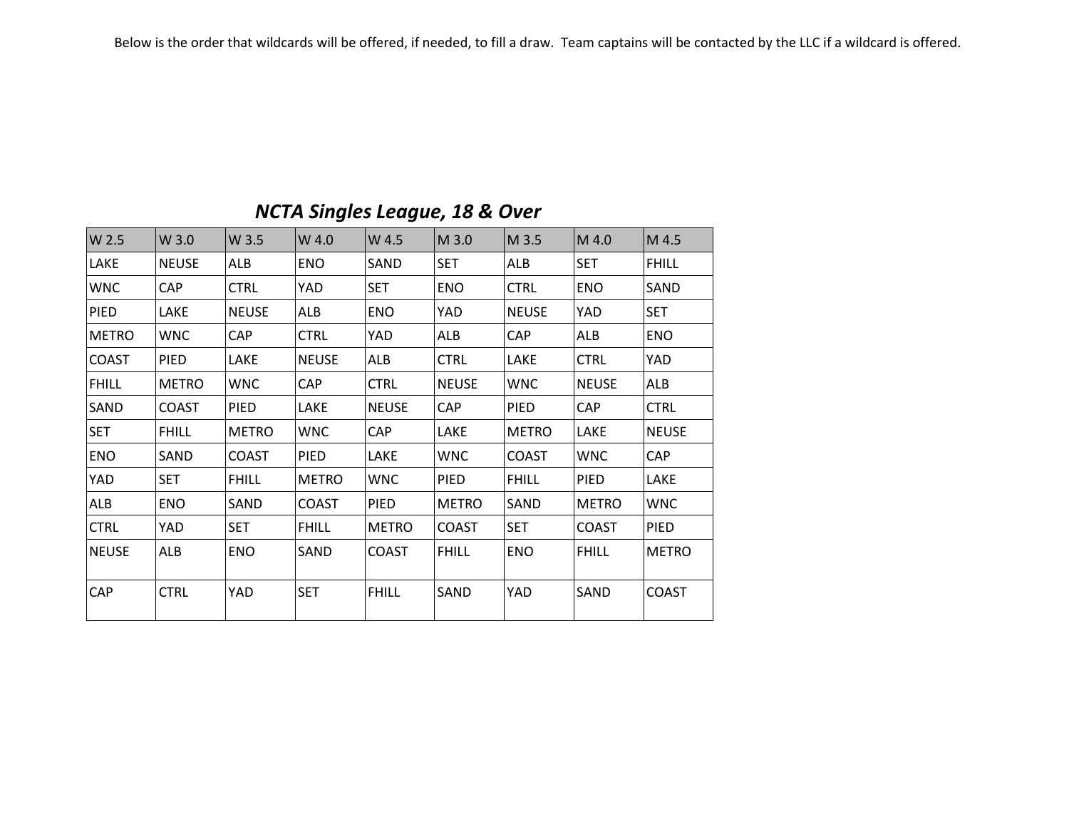Below is the order that wildcards will be offered, if needed, to fill a draw. Team captains will be contacted by the LLC if a wildcard is offered.

## *NCTA Singles League, 18 & Over*

| W 2.5 | W 3.0 | W 3.5 | W 4.0 | W 4.5 | M 3.0 | M 3.5 | M 4.0 | M 4.5 |
|---|---|---|---|---|---|---|---|---|
| LAKE | NEUSE | ALB | ENO | SAND | SET | ALB | SET | FHILL |
| WNC | CAP | CTRL | YAD | SET | ENO | CTRL | ENO | SAND |
| PIED | LAKE | NEUSE | ALB | ENO | YAD | NEUSE | YAD | SET |
| METRO | WNC | CAP | CTRL | YAD | ALB | CAP | ALB | ENO |
| COAST | PIED | LAKE | NEUSE | ALB | CTRL | LAKE | CTRL | YAD |
| FHILL | METRO | WNC | CAP | CTRL | NEUSE | WNC | NEUSE | ALB |
| SAND | COAST | PIED | LAKE | NEUSE | CAP | PIED | CAP | CTRL |
| SET | FHILL | METRO | WNC | CAP | LAKE | METRO | LAKE | NEUSE |
| ENO | SAND | COAST | PIED | LAKE | WNC | COAST | WNC | CAP |
| YAD | SET | FHILL | METRO | WNC | PIED | FHILL | PIED | LAKE |
| ALB | ENO | SAND | COAST | PIED | METRO | SAND | METRO | WNC |
| CTRL | YAD | SET | FHILL | METRO | COAST | SET | COAST | PIED |
| NEUSE | ALB | ENO | SAND | COAST | FHILL | ENO | FHILL | METRO |
| CAP | CTRL | YAD | SET | FHILL | SAND | YAD | SAND | COAST |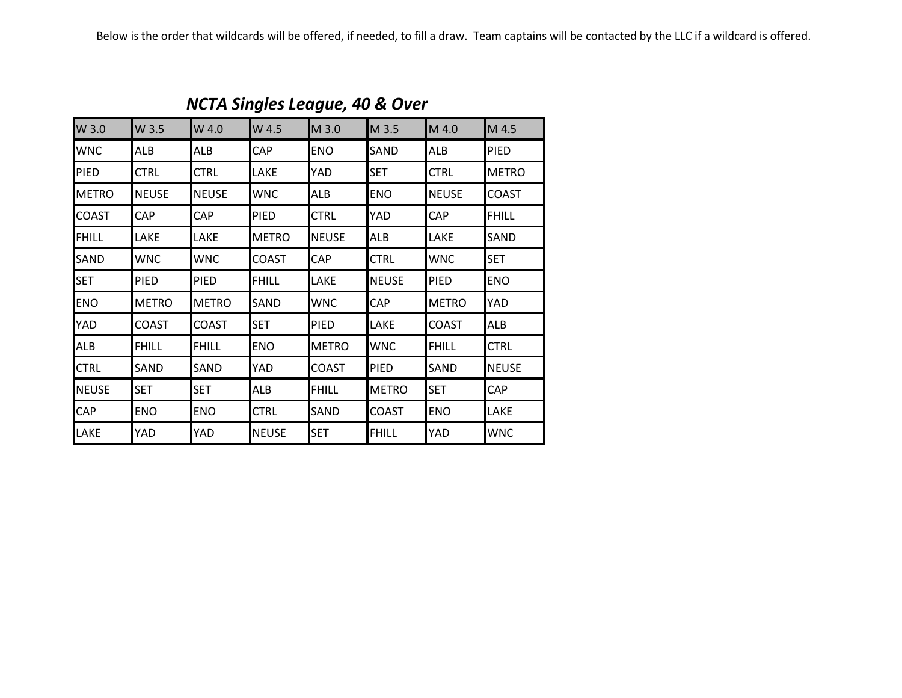Below is the order that wildcards will be offered, if needed, to fill a draw. Team captains will be contacted by the LLC if a wildcard is offered.

## *NCTA Singles League, 40 & Over*

| W 3.0 | W 3.5 | W 4.0 | W 4.5 | M 3.0 | M 3.5 | M 4.0 | M 4.5 |
|---|---|---|---|---|---|---|---|
| WNC | ALB | ALB | CAP | ENO | SAND | ALB | PIED |
| PIED | CTRL | CTRL | LAKE | YAD | SET | CTRL | METRO |
| METRO | NEUSE | NEUSE | WNC | ALB | ENO | NEUSE | COAST |
| COAST | CAP | CAP | PIED | CTRL | YAD | CAP | FHILL |
| FHILL | LAKE | LAKE | METRO | NEUSE | ALB | LAKE | SAND |
| SAND | WNC | WNC | COAST | CAP | CTRL | WNC | SET |
| SET | PIED | PIED | FHILL | LAKE | NEUSE | PIED | ENO |
| ENO | METRO | METRO | SAND | WNC | CAP | METRO | YAD |
| YAD | COAST | COAST | SET | PIED | LAKE | COAST | ALB |
| ALB | FHILL | FHILL | ENO | METRO | WNC | FHILL | CTRL |
| CTRL | SAND | SAND | YAD | COAST | PIED | SAND | NEUSE |
| NEUSE | SET | SET | ALB | FHILL | METRO | SET | CAP |
| CAP | ENO | ENO | CTRL | SAND | COAST | ENO | LAKE |
| LAKE | YAD | YAD | NEUSE | SET | FHILL | YAD | WNC |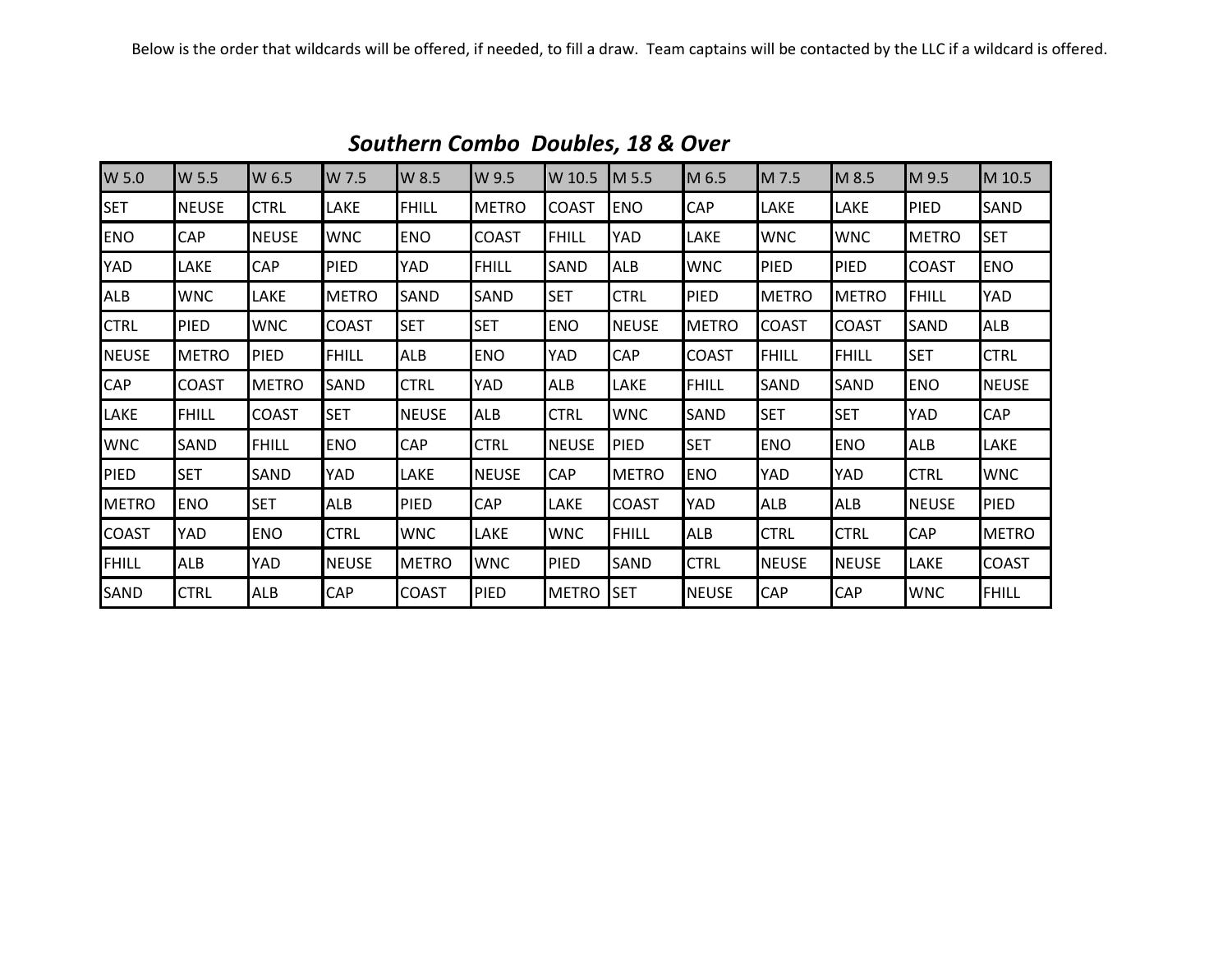Below is the order that wildcards will be offered, if needed, to fill a draw. Team captains will be contacted by the LLC if a wildcard is offered.

## *Southern Combo Doubles, 18 & Over*

| W 5.0 | W 5.5 | W 6.5 | W 7.5 | W 8.5 | W 9.5 | W 10.5 | M 5.5 | M 6.5 | M 7.5 | M 8.5 | M 9.5 | M 10.5 |
|---|---|---|---|---|---|---|---|---|---|---|---|---|
| SET | NEUSE | CTRL | LAKE | FHILL | METRO | COAST | ENO | CAP | LAKE | LAKE | PIED | SAND |
| ENO | CAP | NEUSE | WNC | ENO | COAST | FHILL | YAD | LAKE | WNC | WNC | METRO | SET |
| YAD | LAKE | CAP | PIED | YAD | FHILL | SAND | ALB | WNC | PIED | PIED | COAST | ENO |
| ALB | WNC | LAKE | METRO | SAND | SAND | SET | CTRL | PIED | METRO | METRO | FHILL | YAD |
| CTRL | PIED | WNC | COAST | SET | SET | ENO | NEUSE | METRO | COAST | COAST | SAND | ALB |
| NEUSE | METRO | PIED | FHILL | ALB | ENO | YAD | CAP | COAST | FHILL | FHILL | SET | CTRL |
| CAP | COAST | METRO | SAND | CTRL | YAD | ALB | LAKE | FHILL | SAND | SAND | ENO | NEUSE |
| LAKE | FHILL | COAST | SET | NEUSE | ALB | CTRL | WNC | SAND | SET | SET | YAD | CAP |
| WNC | SAND | FHILL | ENO | CAP | CTRL | NEUSE | PIED | SET | ENO | ENO | ALB | LAKE |
| PIED | SET | SAND | YAD | LAKE | NEUSE | CAP | METRO | ENO | YAD | YAD | CTRL | WNC |
| METRO | ENO | SET | ALB | PIED | CAP | LAKE | COAST | YAD | ALB | ALB | NEUSE | PIED |
| COAST | YAD | ENO | CTRL | WNC | LAKE | WNC | FHILL | ALB | CTRL | CTRL | CAP | METRO |
| FHILL | ALB | YAD | NEUSE | METRO | WNC | PIED | SAND | CTRL | NEUSE | NEUSE | LAKE | COAST |
| SAND | CTRL | ALB | CAP | COAST | PIED | METRO | SET | NEUSE | CAP | CAP | WNC | FHILL |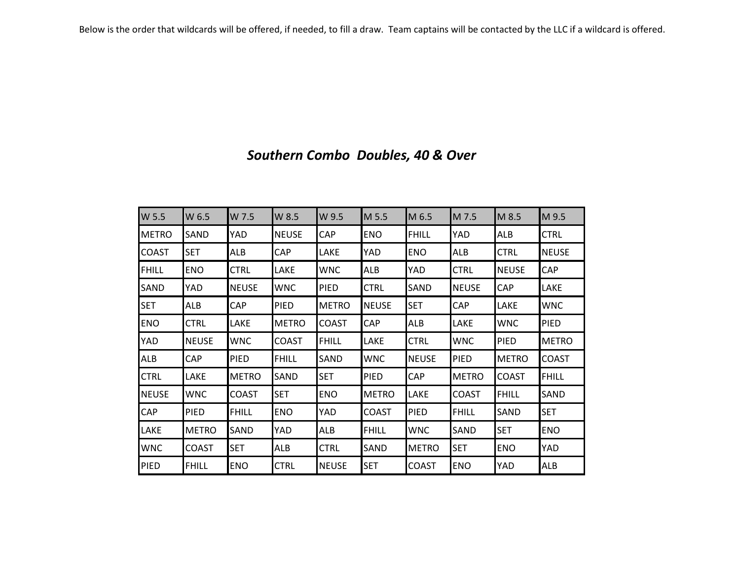Below is the order that wildcards will be offered, if needed, to fill a draw. Team captains will be contacted by the LLC if a wildcard is offered.

## *Southern Combo Doubles, 40 & Over*

| W 5.5 | W 6.5 | W 7.5 | W 8.5 | W 9.5 | M 5.5 | M 6.5 | M 7.5 | M 8.5 | M 9.5 |
|---|---|---|---|---|---|---|---|---|---|
| METRO | SAND | YAD | NEUSE | CAP | ENO | FHILL | YAD | ALB | CTRL |
| COAST | SET | ALB | CAP | LAKE | YAD | ENO | ALB | CTRL | NEUSE |
| FHILL | ENO | CTRL | LAKE | WNC | ALB | YAD | CTRL | NEUSE | CAP |
| SAND | YAD | NEUSE | WNC | PIED | CTRL | SAND | NEUSE | CAP | LAKE |
| SET | ALB | CAP | PIED | METRO | NEUSE | SET | CAP | LAKE | WNC |
| ENO | CTRL | LAKE | METRO | COAST | CAP | ALB | LAKE | WNC | PIED |
| YAD | NEUSE | WNC | COAST | FHILL | LAKE | CTRL | WNC | PIED | METRO |
| ALB | CAP | PIED | FHILL | SAND | WNC | NEUSE | PIED | METRO | COAST |
| CTRL | LAKE | METRO | SAND | SET | PIED | CAP | METRO | COAST | FHILL |
| NEUSE | WNC | COAST | SET | ENO | METRO | LAKE | COAST | FHILL | SAND |
| CAP | PIED | FHILL | ENO | YAD | COAST | PIED | FHILL | SAND | SET |
| LAKE | METRO | SAND | YAD | ALB | FHILL | WNC | SAND | SET | ENO |
| WNC | COAST | SET | ALB | CTRL | SAND | METRO | SET | ENO | YAD |
| PIED | FHILL | ENO | CTRL | NEUSE | SET | COAST | ENO | YAD | ALB |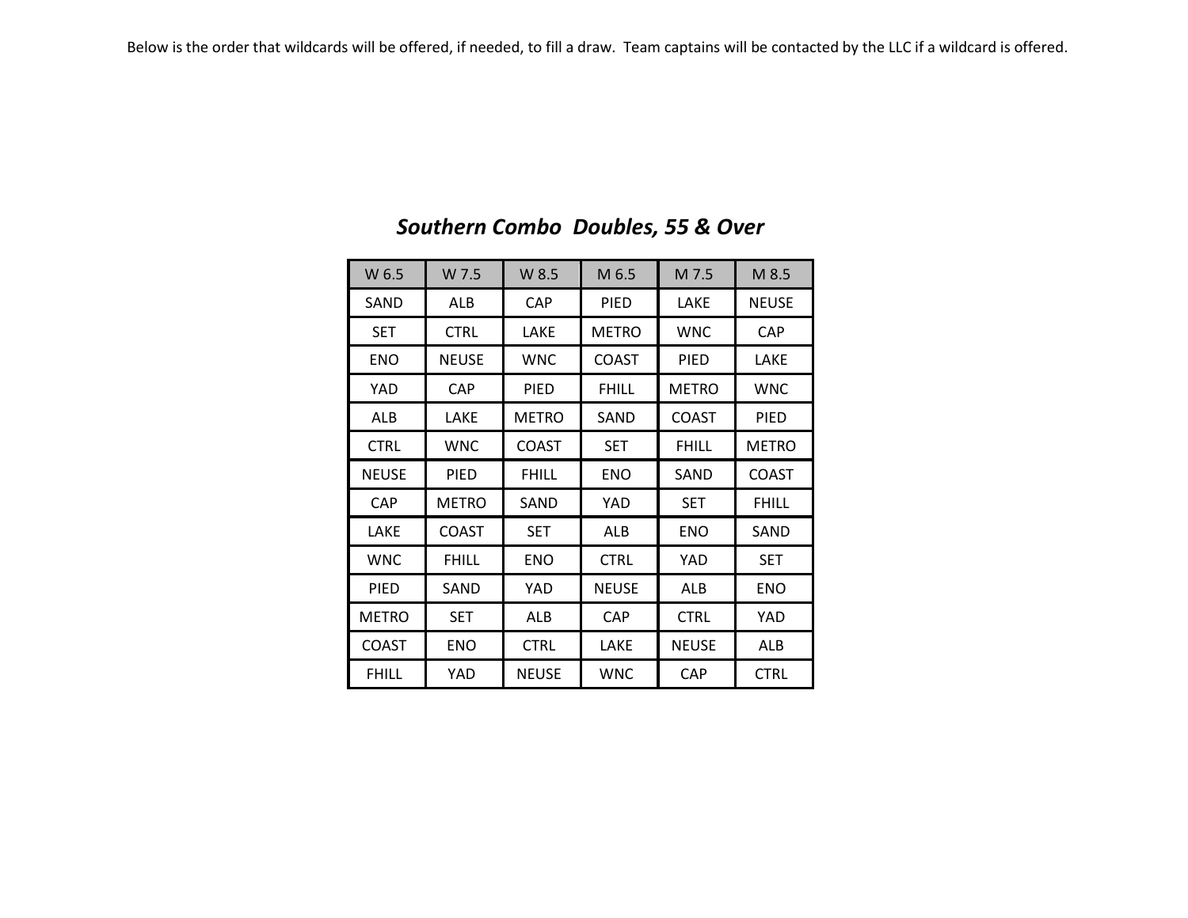Below is the order that wildcards will be offered, if needed, to fill a draw. Team captains will be contacted by the LLC if a wildcard is offered.

## *Southern Combo Doubles, 55 & Over*

| W 6.5 | W 7.5 | W 8.5 | M 6.5 | M 7.5 | M 8.5 |
|---|---|---|---|---|---|
| SAND | ALB | CAP | PIED | LAKE | NEUSE |
| SET | CTRL | LAKE | METRO | WNC | CAP |
| ENO | NEUSE | WNC | COAST | PIED | LAKE |
| YAD | CAP | PIED | FHILL | METRO | WNC |
| ALB | LAKE | METRO | SAND | COAST | PIED |
| CTRL | WNC | COAST | SET | FHILL | METRO |
| NEUSE | PIED | FHILL | ENO | SAND | COAST |
| CAP | METRO | SAND | YAD | SET | FHILL |
| LAKE | COAST | SET | ALB | ENO | SAND |
| WNC | FHILL | ENO | CTRL | YAD | SET |
| PIED | SAND | YAD | NEUSE | ALB | ENO |
| METRO | SET | ALB | CAP | CTRL | YAD |
| COAST | ENO | CTRL | LAKE | NEUSE | ALB |
| FHILL | YAD | NEUSE | WNC | CAP | CTRL |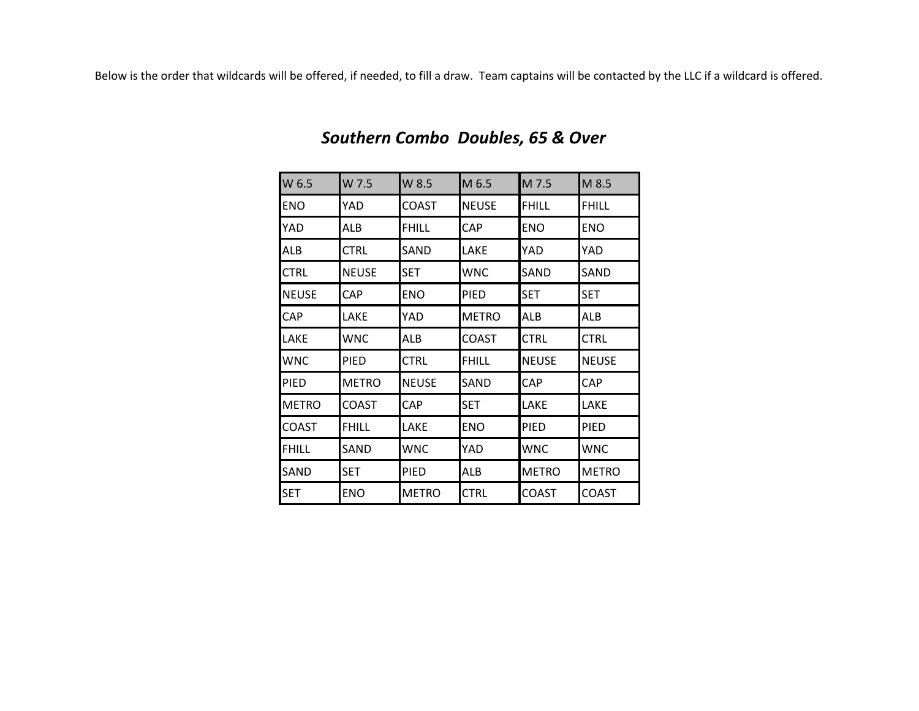Below is the order that wildcards will be offered, if needed, to fill a draw. Team captains will be contacted by the LLC if a wildcard is offered.

## *Southern Combo Doubles, 65 & Over*

| W 6.5 | W 7.5 | W 8.5 | M 6.5 | M 7.5 | M 8.5 |
|---|---|---|---|---|---|
| ENO | YAD | COAST | NEUSE | FHILL | FHILL |
| YAD | ALB | FHILL | CAP | ENO | ENO |
| ALB | CTRL | SAND | LAKE | YAD | YAD |
| CTRL | NEUSE | SET | WNC | SAND | SAND |
| NEUSE | CAP | ENO | PIED | SET | SET |
| CAP | LAKE | YAD | METRO | ALB | ALB |
| LAKE | WNC | ALB | COAST | CTRL | CTRL |
| WNC | PIED | CTRL | FHILL | NEUSE | NEUSE |
| PIED | METRO | NEUSE | SAND | CAP | CAP |
| METRO | COAST | CAP | SET | LAKE | LAKE |
| COAST | FHILL | LAKE | ENO | PIED | PIED |
| FHILL | SAND | WNC | YAD | WNC | WNC |
| SAND | SET | PIED | ALB | METRO | METRO |
| SET | ENO | METRO | CTRL | COAST | COAST |